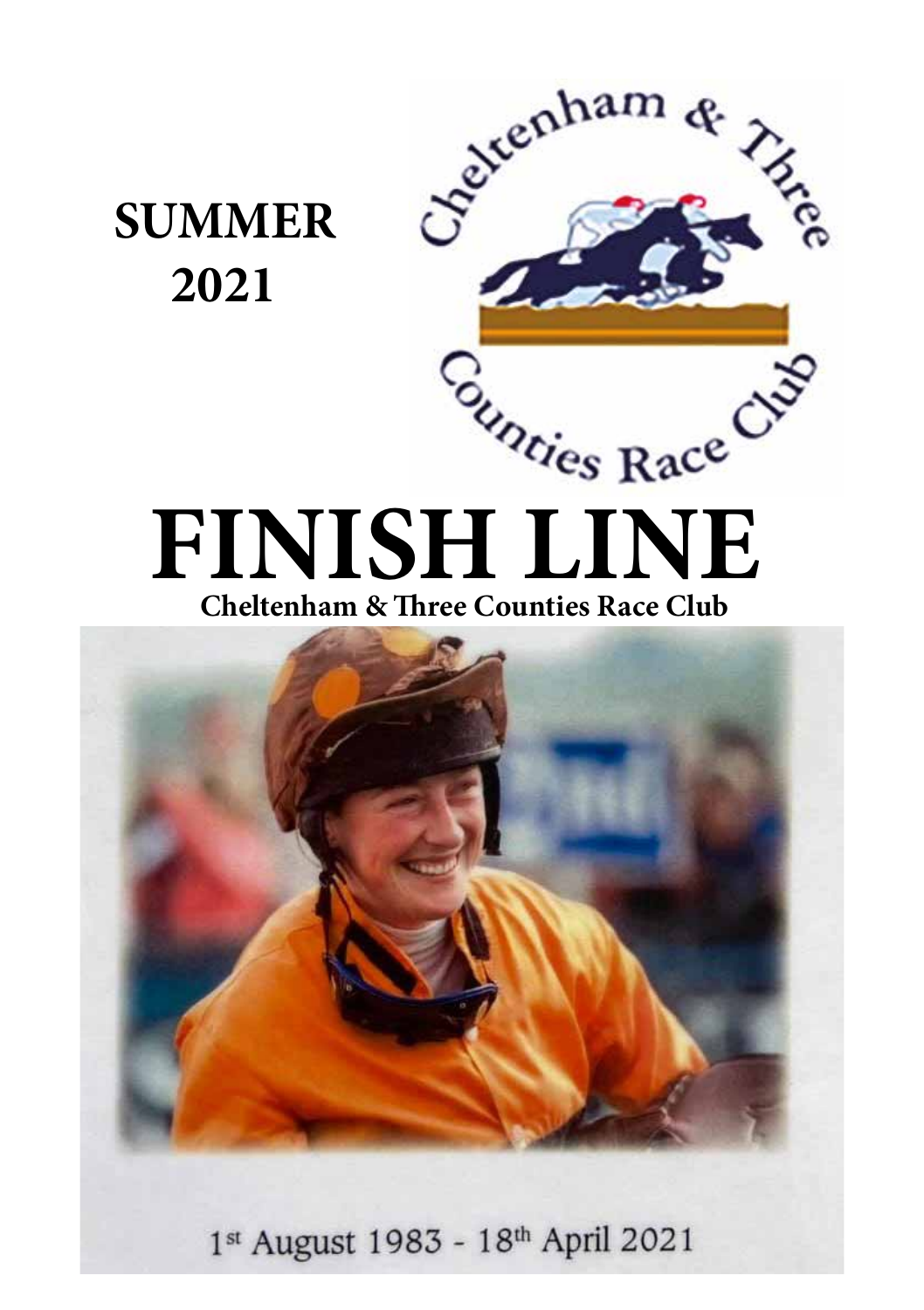**SUMMER 2021**

Cheltenham & Three Counties Race Club

# FINISH LINE

**Cheltenham & Three Counties Race Club**

1st August 1983 - 18th April 2021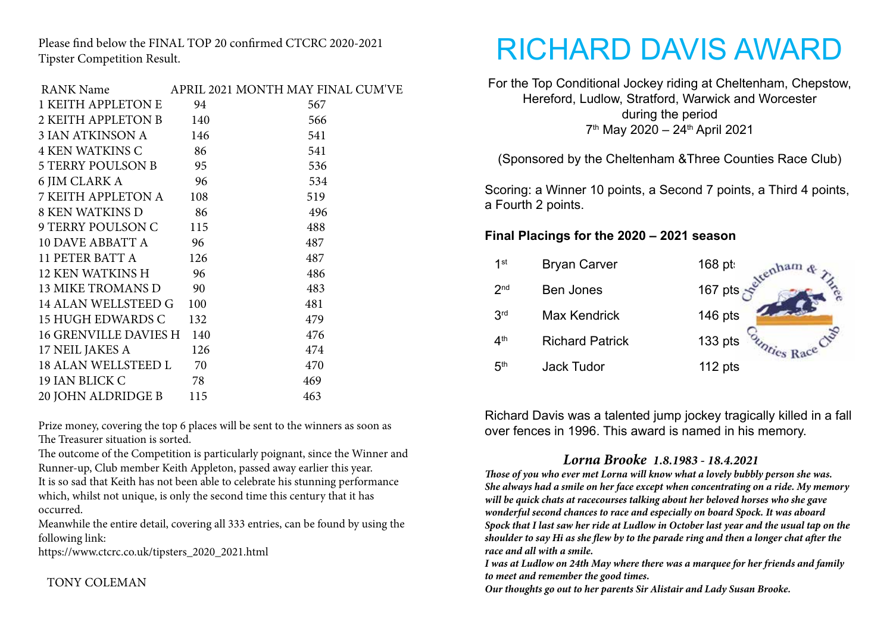Please find below the FINAL TOP 20 confirmed CTCRC 2020-2021 Tipster Competition Result.

| RANK Name | APRIL 2021 MONTH MAY | FINAL CUM'VE |
|---|---|---|
| 1 KEITH APPLETON E | 94 | 567 |
| 2 KEITH APPLETON B | 140 | 566 |
| 3 IAN ATKINSON A | 146 | 541 |
| 4 KEN WATKINS C | 86 | 541 |
| 5 TERRY POULSON B | 95 | 536 |
| 6 JIM CLARK A | 96 | 534 |
| 7 KEITH APPLETON A | 108 | 519 |
| 8 KEN WATKINS D | 86 | 496 |
| 9 TERRY POULSON C | 115 | 488 |
| 10 DAVE ABBATT A | 96 | 487 |
| 11 PETER BATT A | 126 | 487 |
| 12 KEN WATKINS H | 96 | 486 |
| 13 MIKE TROMANS D | 90 | 483 |
| 14 ALAN WELLSTEED G | 100 | 481 |
| 15 HUGH EDWARDS C | 132 | 479 |
| 16 GRENVILLE DAVIES H | 140 | 476 |
| 17 NEIL JAKES A | 126 | 474 |
| 18 ALAN WELLSTEED L | 70 | 470 |
| 19 IAN BLICK C | 78 | 469 |
| 20 JOHN ALDRIDGE B | 115 | 463 |

Prize money, covering the top 6 places will be sent to the winners as soon as The Treasurer situation is sorted.

The outcome of the Competition is particularly poignant, since the Winner and Runner-up, Club member Keith Appleton, passed away earlier this year.

It is so sad that Keith has not been able to celebrate his stunning performance which, whilst not unique, is only the second time this century that it has occurred.

Meanwhile the entire detail, covering all 333 entries, can be found by using the following link:

https://www.ctcrc.co.uk/tipsters_2020_2021.html

TONY COLEMAN

# RICHARD DAVIS AWARD

For the Top Conditional Jockey riding at Cheltenham, Chepstow, Hereford, Ludlow, Stratford, Warwick and Worcester during the period 7th May 2020 – 24th April 2021

(Sponsored by the Cheltenham &Three Counties Race Club)

Scoring: a Winner 10 points, a Second 7 points, a Third 4 points, a Fourth 2 points.

**Final Placings for the 2020 – 2021 season**

| | | |
|---|---|---|
| 1st | Bryan Carver | 168 pts |
| 2nd | Ben Jones | 167 pts |
| 3rd | Max Kendrick | 146 pts |
| 4th | Richard Patrick | 133 pts |
| 5th | Jack Tudor | 112 pts |

Richard Davis was a talented jump jockey tragically killed in a fall over fences in 1996. This award is named in his memory.

## *Lorna Brooke 1.8.1983 - 18.4.2021*

***Those of you who ever met Lorna will know what a lovely bubbly person she was. She always had a smile on her face except when concentrating on a ride. My memory will be quick chats at racecourses talking about her beloved horses who she gave wonderful second chances to race and especially on board Spock. It was aboard Spock that I last saw her ride at Ludlow in October last year and the usual tap on the shoulder to say Hi as she flew by to the parade ring and then a longer chat after the race and all with a smile.***

***I was at Ludlow on 24th May where there was a marquee for her friends and family to meet and remember the good times.***

***Our thoughts go out to her parents Sir Alistair and Lady Susan Brooke.***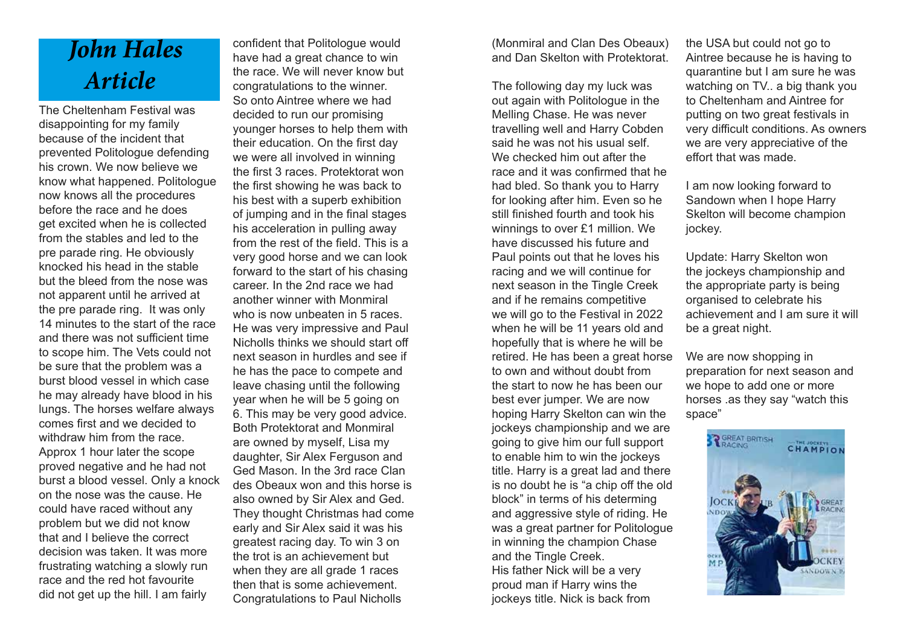# John Hales Article

The Cheltenham Festival was disappointing for my family because of the incident that prevented Politologue defending his crown. We now believe we know what happened. Politologue now knows all the procedures before the race and he does get excited when he is collected from the stables and led to the pre parade ring. He obviously knocked his head in the stable but the bleed from the nose was not apparent until he arrived at the pre parade ring.  It was only 14 minutes to the start of the race and there was not sufficient time to scope him. The Vets could not be sure that the problem was a burst blood vessel in which case he may already have blood in his lungs. The horses welfare always comes first and we decided to withdraw him from the race. Approx 1 hour later the scope proved negative and he had not burst a blood vessel. Only a knock on the nose was the cause. He could have raced without any problem but we did not know that and I believe the correct decision was taken. It was more frustrating watching a slowly run race and the red hot favourite did not get up the hill. I am fairly confident that Politologue would have had a great chance to win the race. We will never know but congratulations to the winner.

So onto Aintree where we had decided to run our promising younger horses to help them with their education. On the first day we were all involved in winning the first 3 races. Protektorat won the first showing he was back to his best with a superb exhibition of jumping and in the final stages his acceleration in pulling away from the rest of the field. This is a very good horse and we can look forward to the start of his chasing career. In the 2nd race we had another winner with Monmiral who is now unbeaten in 5 races. He was very impressive and Paul Nicholls thinks we should start off next season in hurdles and see if he has the pace to compete and leave chasing until the following year when he will be 5 going on 6. This may be very good advice. Both Protektorat and Monmiral are owned by myself, Lisa my daughter, Sir Alex Ferguson and Ged Mason. In the 3rd race Clan des Obeaux won and this horse is also owned by Sir Alex and Ged. They thought Christmas had come early and Sir Alex said it was his greatest racing day. To win 3 on the trot is an achievement but when they are all grade 1 races then that is some achievement. Congratulations to Paul Nicholls (Monmiral and Clan Des Obeaux) and Dan Skelton with Protektorat.

The following day my luck was out again with Politologue in the Melling Chase. He was never travelling well and Harry Cobden said he was not his usual self. We checked him out after the race and it was confirmed that he had bled. So thank you to Harry for looking after him. Even so he still finished fourth and took his winnings to over £1 million. We have discussed his future and Paul points out that he loves his racing and we will continue for next season in the Tingle Creek and if he remains competitive we will go to the Festival in 2022 when he will be 11 years old and hopefully that is where he will be retired. He has been a great horse to own and without doubt from the start to now he has been our best ever jumper. We are now hoping Harry Skelton can win the jockeys championship and we are going to give him our full support to enable him to win the jockeys title. Harry is a great lad and there is no doubt he is "a chip off the old block" in terms of his determing and aggressive style of riding. He was a great partner for Politologue in winning the champion Chase and the Tingle Creek.

His father Nick will be a very proud man if Harry wins the jockeys title. Nick is back from the USA but could not go to Aintree because he is having to quarantine but I am sure he was watching on TV.. a big thank you to Cheltenham and Aintree for putting on two great festivals in very difficult conditions. As owners we are very appreciative of the effort that was made.

I am now looking forward to Sandown when I hope Harry Skelton will become champion jockey.

Update: Harry Skelton won the jockeys championship and the appropriate party is being organised to celebrate his achievement and I am sure it will be a great night.

We are now shopping in preparation for next season and we hope to add one or more horses .as they say "watch this space"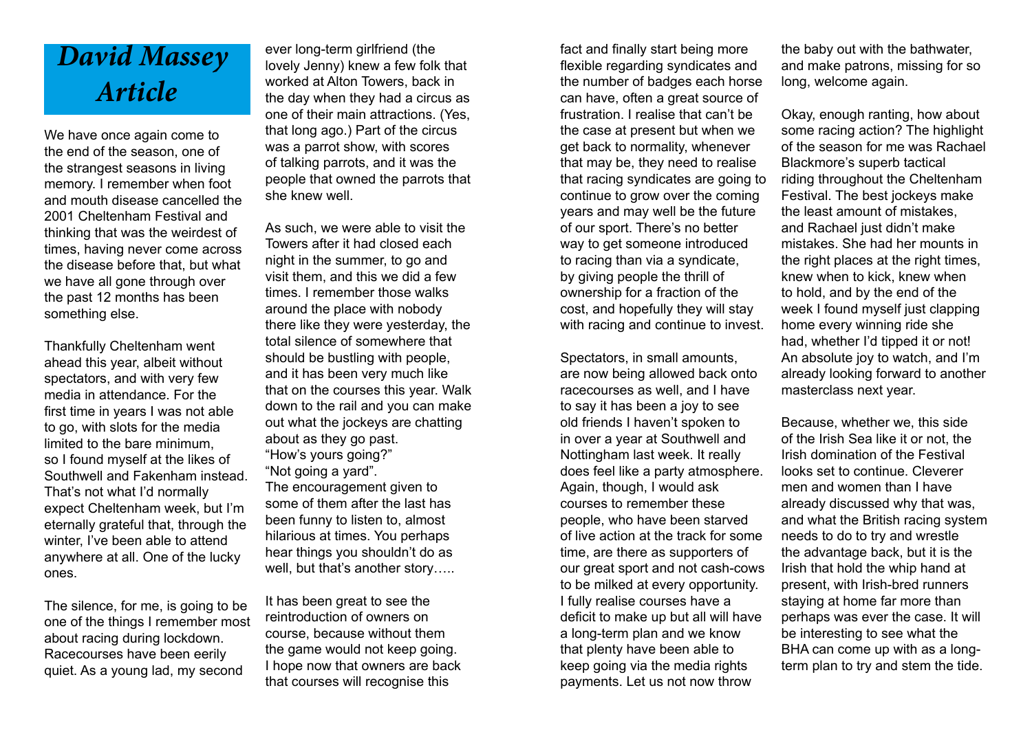# David Massey Article

We have once again come to the end of the season, one of the strangest seasons in living memory. I remember when foot and mouth disease cancelled the 2001 Cheltenham Festival and thinking that was the weirdest of times, having never come across the disease before that, but what we have all gone through over the past 12 months has been something else.

Thankfully Cheltenham went ahead this year, albeit without spectators, and with very few media in attendance. For the first time in years I was not able to go, with slots for the media limited to the bare minimum, so I found myself at the likes of Southwell and Fakenham instead. That's not what I'd normally expect Cheltenham week, but I'm eternally grateful that, through the winter, I've been able to attend anywhere at all. One of the lucky ones.

The silence, for me, is going to be one of the things I remember most about racing during lockdown. Racecourses have been eerily quiet. As a young lad, my second ever long-term girlfriend (the lovely Jenny) knew a few folk that worked at Alton Towers, back in the day when they had a circus as one of their main attractions. (Yes, that long ago.) Part of the circus was a parrot show, with scores of talking parrots, and it was the people that owned the parrots that she knew well.

As such, we were able to visit the Towers after it had closed each night in the summer, to go and visit them, and this we did a few times. I remember those walks around the place with nobody there like they were yesterday, the total silence of somewhere that should be bustling with people, and it has been very much like that on the courses this year. Walk down to the rail and you can make out what the jockeys are chatting about as they go past.
"How's yours going?"
"Not going a yard".
The encouragement given to some of them after the last has been funny to listen to, almost hilarious at times. You perhaps hear things you shouldn't do as well, but that's another story…..

It has been great to see the reintroduction of owners on course, because without them the game would not keep going. I hope now that owners are back that courses will recognise this fact and finally start being more flexible regarding syndicates and the number of badges each horse can have, often a great source of frustration. I realise that can't be the case at present but when we get back to normality, whenever that may be, they need to realise that racing syndicates are going to continue to grow over the coming years and may well be the future of our sport. There's no better way to get someone introduced to racing than via a syndicate, by giving people the thrill of ownership for a fraction of the cost, and hopefully they will stay with racing and continue to invest.

Spectators, in small amounts, are now being allowed back onto racecourses as well, and I have to say it has been a joy to see old friends I haven't spoken to in over a year at Southwell and Nottingham last week. It really does feel like a party atmosphere. Again, though, I would ask courses to remember these people, who have been starved of live action at the track for some time, are there as supporters of our great sport and not cash-cows to be milked at every opportunity. I fully realise courses have a deficit to make up but all will have a long-term plan and we know that plenty have been able to keep going via the media rights payments. Let us not now throw the baby out with the bathwater, and make patrons, missing for so long, welcome again.

Okay, enough ranting, how about some racing action? The highlight of the season for me was Rachael Blackmore's superb tactical riding throughout the Cheltenham Festival. The best jockeys make the least amount of mistakes, and Rachael just didn't make mistakes. She had her mounts in the right places at the right times, knew when to kick, knew when to hold, and by the end of the week I found myself just clapping home every winning ride she had, whether I'd tipped it or not! An absolute joy to watch, and I'm already looking forward to another masterclass next year.

Because, whether we, this side of the Irish Sea like it or not, the Irish domination of the Festival looks set to continue. Cleverer men and women than I have already discussed why that was, and what the British racing system needs to do to try and wrestle the advantage back, but it is the Irish that hold the whip hand at present, with Irish-bred runners staying at home far more than perhaps was ever the case. It will be interesting to see what the BHA can come up with as a long-term plan to try and stem the tide.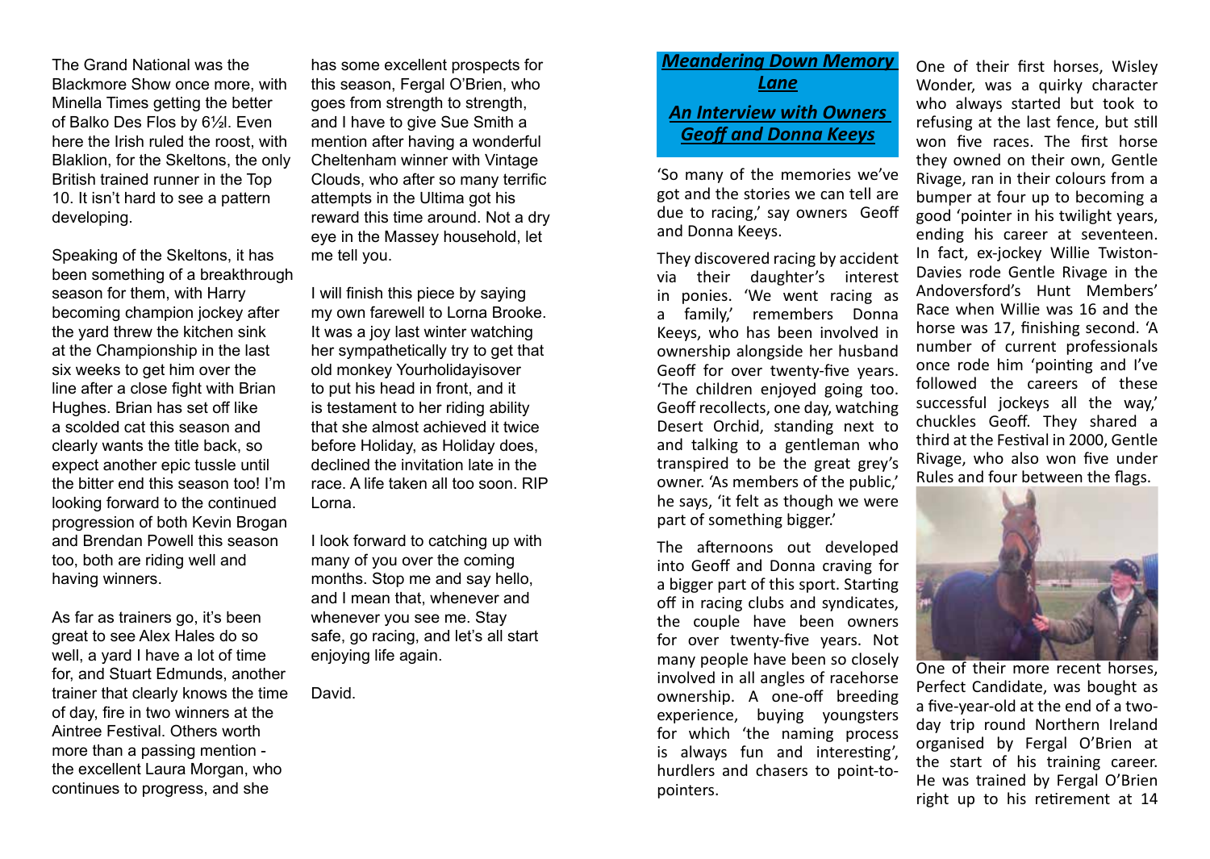The Grand National was the Blackmore Show once more, with Minella Times getting the better of Balko Des Flos by 6½l. Even here the Irish ruled the roost, with Blaklion, for the Skeltons, the only British trained runner in the Top 10. It isn't hard to see a pattern developing.

Speaking of the Skeltons, it has been something of a breakthrough season for them, with Harry becoming champion jockey after the yard threw the kitchen sink at the Championship in the last six weeks to get him over the line after a close fight with Brian Hughes. Brian has set off like a scolded cat this season and clearly wants the title back, so expect another epic tussle until the bitter end this season too! I'm looking forward to the continued progression of both Kevin Brogan and Brendan Powell this season too, both are riding well and having winners.

As far as trainers go, it's been great to see Alex Hales do so well, a yard I have a lot of time for, and Stuart Edmunds, another trainer that clearly knows the time of day, fire in two winners at the Aintree Festival. Others worth more than a passing mention - the excellent Laura Morgan, who continues to progress, and she has some excellent prospects for this season, Fergal O'Brien, who goes from strength to strength, and I have to give Sue Smith a mention after having a wonderful Cheltenham winner with Vintage Clouds, who after so many terrific attempts in the Ultima got his reward this time around. Not a dry eye in the Massey household, let me tell you.

I will finish this piece by saying my own farewell to Lorna Brooke. It was a joy last winter watching her sympathetically try to get that old monkey Yourholidayisover to put his head in front, and it is testament to her riding ability that she almost achieved it twice before Holiday, as Holiday does, declined the invitation late in the race. A life taken all too soon. RIP Lorna.

I look forward to catching up with many of you over the coming months. Stop me and say hello, and I mean that, whenever and whenever you see me. Stay safe, go racing, and let's all start enjoying life again.

David.

## *Meandering Down Memory Lane*

## *An Interview with Owners Geoff and Donna Keeys*

'So many of the memories we've got and the stories we can tell are due to racing,' say owners Geoff and Donna Keeys.

They discovered racing by accident via their daughter's interest in ponies. 'We went racing as a family,' remembers Donna Keeys, who has been involved in ownership alongside her husband Geoff for over twenty-five years. 'The children enjoyed going too. Geoff recollects, one day, watching Desert Orchid, standing next to and talking to a gentleman who transpired to be the great grey's owner. 'As members of the public,' he says, 'it felt as though we were part of something bigger.'

The afternoons out developed into Geoff and Donna craving for a bigger part of this sport. Starting off in racing clubs and syndicates, the couple have been owners for over twenty-five years. Not many people have been so closely involved in all angles of racehorse ownership. A one-off breeding experience, buying youngsters for which 'the naming process is always fun and interesting', hurdlers and chasers to point-to-pointers.

One of their first horses, Wisley Wonder, was a quirky character who always started but took to refusing at the last fence, but still won five races. The first horse they owned on their own, Gentle Rivage, ran in their colours from a bumper at four up to becoming a good 'pointer in his twilight years, ending his career at seventeen. In fact, ex-jockey Willie Twiston-Davies rode Gentle Rivage in the Andoversford's Hunt Members' Race when Willie was 16 and the horse was 17, finishing second. 'A number of current professionals once rode him 'pointing and I've followed the careers of these successful jockeys all the way,' chuckles Geoff. They shared a third at the Festival in 2000, Gentle Rivage, who also won five under Rules and four between the flags.

One of their more recent horses, Perfect Candidate, was bought as a five-year-old at the end of a two-day trip round Northern Ireland organised by Fergal O'Brien at the start of his training career. He was trained by Fergal O'Brien right up to his retirement at 14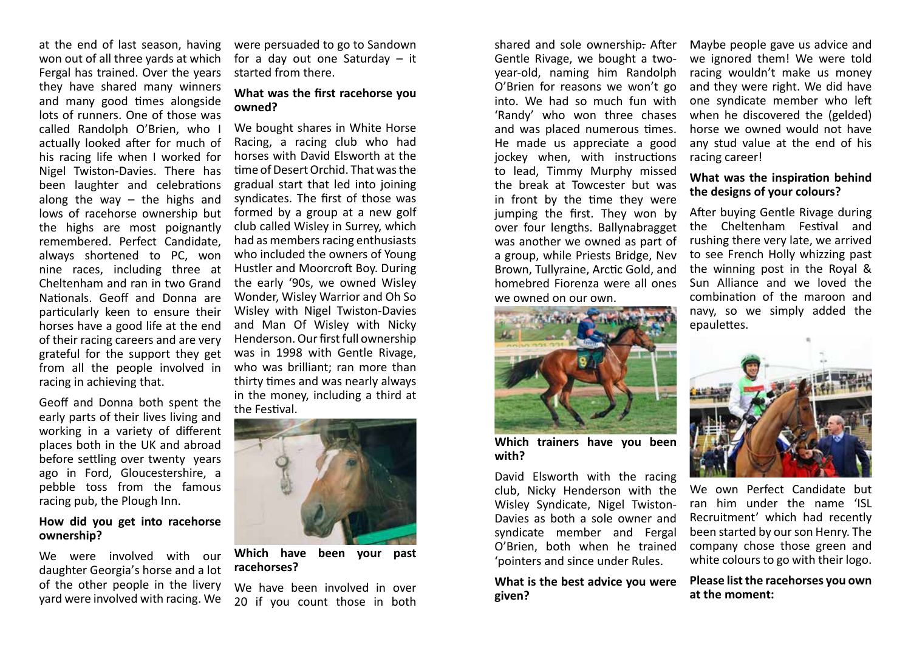at the end of last season, having won out of all three yards at which Fergal has trained. Over the years they have shared many winners and many good times alongside lots of runners. One of those was called Randolph O'Brien, who I actually looked after for much of his racing life when I worked for Nigel Twiston-Davies. There has been laughter and celebrations along the way – the highs and lows of racehorse ownership but the highs are most poignantly remembered. Perfect Candidate, always shortened to PC, won nine races, including three at Cheltenham and ran in two Grand Nationals. Geoff and Donna are particularly keen to ensure their horses have a good life at the end of their racing careers and are very grateful for the support they get from all the people involved in racing in achieving that.

Geoff and Donna both spent the early parts of their lives living and working in a variety of different places both in the UK and abroad before settling over twenty years ago in Ford, Gloucestershire, a pebble toss from the famous racing pub, the Plough Inn.

**How did you get into racehorse ownership?**

We were involved with our daughter Georgia's horse and a lot of the other people in the livery yard were involved with racing. We were persuaded to go to Sandown for a day out one Saturday – it started from there.

**What was the first racehorse you owned?**

We bought shares in White Horse Racing, a racing club who had horses with David Elsworth at the time of Desert Orchid. That was the gradual start that led into joining syndicates. The first of those was formed by a group at a new golf club called Wisley in Surrey, which had as members racing enthusiasts who included the owners of Young Hustler and Moorcroft Boy. During the early '90s, we owned Wisley Wonder, Wisley Warrior and Oh So Wisley with Nigel Twiston-Davies and Man Of Wisley with Nicky Henderson. Our first full ownership was in 1998 with Gentle Rivage, who was brilliant; ran more than thirty times and was nearly always in the money, including a third at the Festival.

**Which have been your past racehorses?**

We have been involved in over 20 if you count those in both shared and sole ownership. After Gentle Rivage, we bought a two-year-old, naming him Randolph O'Brien for reasons we won't go into. We had so much fun with 'Randy' who won three chases and was placed numerous times. He made us appreciate a good jockey when, with instructions to lead, Timmy Murphy missed the break at Towcester but was in front by the time they were jumping the first. They won by over four lengths. Ballynabragget was another we owned as part of a group, while Priests Bridge, Nev Brown, Tullyraine, Arctic Gold, and homebred Fiorenza were all ones we owned on our own.

**Which trainers have you been with?**

David Elsworth with the racing club, Nicky Henderson with the Wisley Syndicate, Nigel Twiston-Davies as both a sole owner and syndicate member and Fergal O'Brien, both when he trained 'pointers and since under Rules.

**What is the best advice you were given?**

Maybe people gave us advice and we ignored them! We were told racing wouldn't make us money and they were right. We did have one syndicate member who left when he discovered the (gelded) horse we owned would not have any stud value at the end of his racing career!

**What was the inspiration behind the designs of your colours?**

After buying Gentle Rivage during the Cheltenham Festival and rushing there very late, we arrived to see French Holly whizzing past the winning post in the Royal & Sun Alliance and we loved the combination of the maroon and navy, so we simply added the epaulettes.

We own Perfect Candidate but ran him under the name 'ISL Recruitment' which had recently been started by our son Henry. The company chose those green and white colours to go with their logo.

**Please list the racehorses you own at the moment:**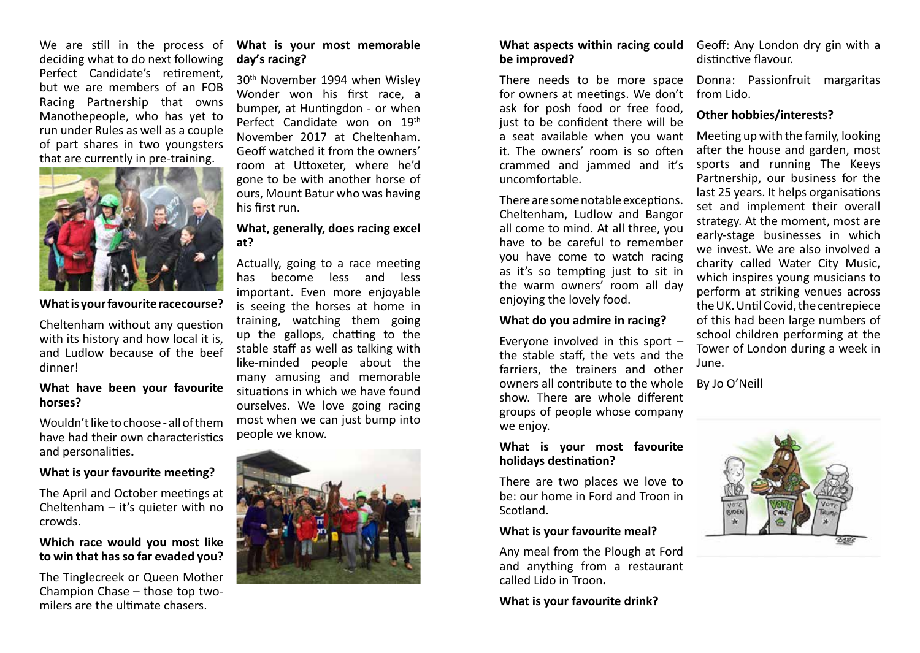We are still in the process of deciding what to do next following Perfect Candidate's retirement, but we are members of an FOB Racing Partnership that owns Manothepeople, who has yet to run under Rules as well as a couple of part shares in two youngsters that are currently in pre-training.

**What is your favourite racecourse?**

Cheltenham without any question with its history and how local it is, and Ludlow because of the beef dinner!

**What have been your favourite horses?**

Wouldn't like to choose - all of them have had their own characteristics and personalities.

**What is your favourite meeting?**

The April and October meetings at Cheltenham – it's quieter with no crowds.

**Which race would you most like to win that has so far evaded you?**

The Tinglecreek or Queen Mother Champion Chase – those top two-milers are the ultimate chasers.

**What is your most memorable day's racing?**

30th November 1994 when Wisley Wonder won his first race, a bumper, at Huntingdon - or when Perfect Candidate won on 19th November 2017 at Cheltenham. Geoff watched it from the owners' room at Uttoxeter, where he'd gone to be with another horse of ours, Mount Batur who was having his first run.

**What, generally, does racing excel at?**

Actually, going to a race meeting has become less and less important. Even more enjoyable is seeing the horses at home in training, watching them going up the gallops, chatting to the stable staff as well as talking with like-minded people about the many amusing and memorable situations in which we have found ourselves. We love going racing most when we can just bump into people we know.

**What aspects within racing could be improved?**

There needs to be more space for owners at meetings. We don't ask for posh food or free food, just to be confident there will be a seat available when you want it. The owners' room is so often crammed and jammed and it's uncomfortable.

There are some notable exceptions. Cheltenham, Ludlow and Bangor all come to mind. At all three, you have to be careful to remember you have come to watch racing as it's so tempting just to sit in the warm owners' room all day enjoying the lovely food.

**What do you admire in racing?**

Everyone involved in this sport – the stable staff, the vets and the farriers, the trainers and other owners all contribute to the whole show. There are whole different groups of people whose company we enjoy.

**What is your most favourite holidays destination?**

There are two places we love to be: our home in Ford and Troon in Scotland.

**What is your favourite meal?**

Any meal from the Plough at Ford and anything from a restaurant called Lido in Troon.

**What is your favourite drink?**

Geoff: Any London dry gin with a distinctive flavour.

Donna: Passionfruit margaritas from Lido.

**Other hobbies/interests?**

Meeting up with the family, looking after the house and garden, most sports and running The Keeys Partnership, our business for the last 25 years. It helps organisations set and implement their overall strategy. At the moment, most are early-stage businesses in which we invest. We are also involved a charity called Water City Music, which inspires young musicians to perform at striking venues across the UK. Until Covid, the centrepiece of this had been large numbers of school children performing at the Tower of London during a week in June.

By Jo O'Neill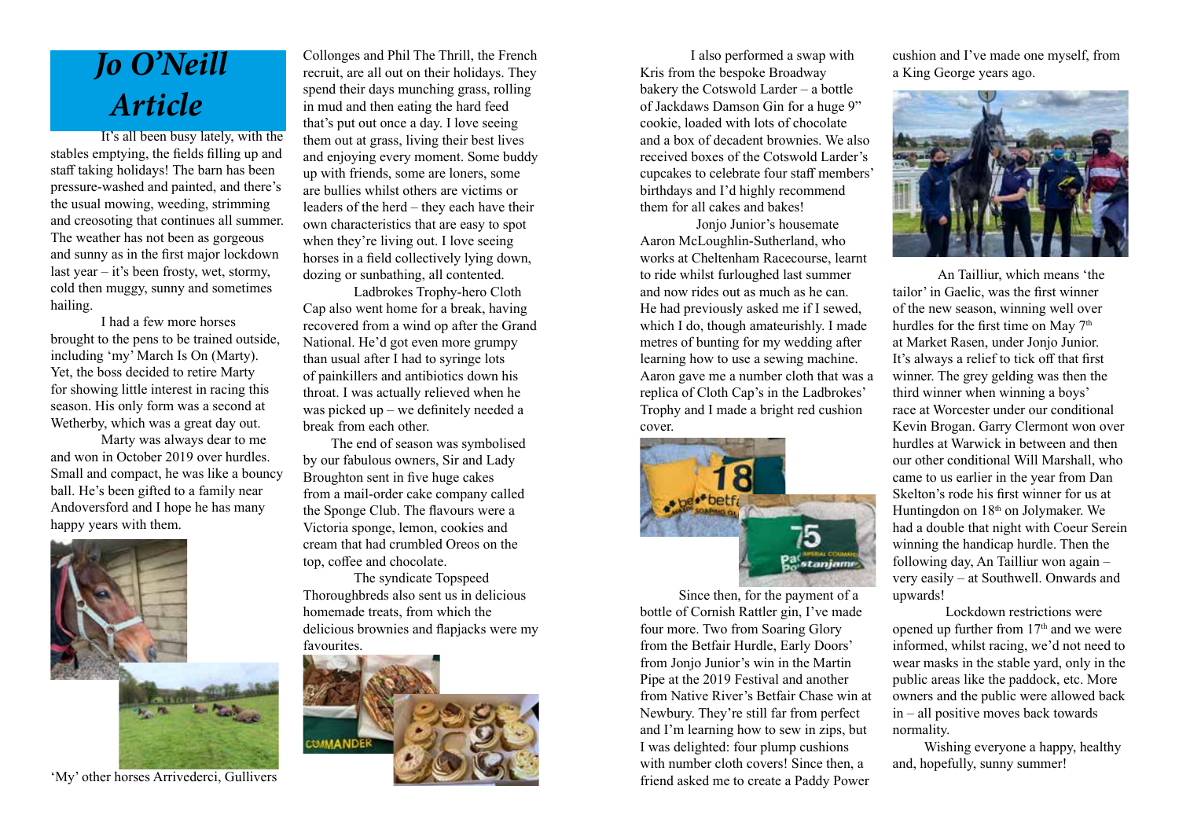# Jo O'Neill Article

It's all been busy lately, with the stables emptying, the fields filling up and staff taking holidays! The barn has been pressure-washed and painted, and there's the usual mowing, weeding, strimming and creosoting that continues all summer. The weather has not been as gorgeous and sunny as in the first major lockdown last year – it's been frosty, wet, stormy, cold then muggy, sunny and sometimes hailing.

I had a few more horses brought to the pens to be trained outside, including 'my' March Is On (Marty). Yet, the boss decided to retire Marty for showing little interest in racing this season. His only form was a second at Wetherby, which was a great day out.

Marty was always dear to me and won in October 2019 over hurdles. Small and compact, he was like a bouncy ball. He's been gifted to a family near Andoversford and I hope he has many happy years with them.

'My' other horses Arrivederci, Gullivers Collonges and Phil The Thrill, the French recruit, are all out on their holidays. They spend their days munching grass, rolling in mud and then eating the hard feed that's put out once a day. I love seeing them out at grass, living their best lives and enjoying every moment. Some buddy up with friends, some are loners, some are bullies whilst others are victims or leaders of the herd – they each have their own characteristics that are easy to spot when they're living out. I love seeing horses in a field collectively lying down, dozing or sunbathing, all contented.

Ladbrokes Trophy-hero Cloth Cap also went home for a break, having recovered from a wind op after the Grand National. He'd got even more grumpy than usual after I had to syringe lots of painkillers and antibiotics down his throat. I was actually relieved when he was picked up – we definitely needed a break from each other.

The end of season was symbolised by our fabulous owners, Sir and Lady Broughton sent in five huge cakes from a mail-order cake company called the Sponge Club. The flavours were a Victoria sponge, lemon, cookies and cream that had crumbled Oreos on the top, coffee and chocolate.

The syndicate Topspeed Thoroughbreds also sent us in delicious homemade treats, from which the delicious brownies and flapjacks were my favourites.

I also performed a swap with Kris from the bespoke Broadway bakery the Cotswold Larder – a bottle of Jackdaws Damson Gin for a huge 9" cookie, loaded with lots of chocolate and a box of decadent brownies. We also received boxes of the Cotswold Larder's cupcakes to celebrate four staff members' birthdays and I'd highly recommend them for all cakes and bakes!

Jonjo Junior's housemate Aaron McLoughlin-Sutherland, who works at Cheltenham Racecourse, learnt to ride whilst furloughed last summer and now rides out as much as he can. He had previously asked me if I sewed, which I do, though amateurishly. I made metres of bunting for my wedding after learning how to use a sewing machine. Aaron gave me a number cloth that was a replica of Cloth Cap's in the Ladbrokes' Trophy and I made a bright red cushion cover.

Since then, for the payment of a bottle of Cornish Rattler gin, I've made four more. Two from Soaring Glory from the Betfair Hurdle, Early Doors' from Jonjo Junior's win in the Martin Pipe at the 2019 Festival and another from Native River's Betfair Chase win at Newbury. They're still far from perfect and I'm learning how to sew in zips, but I was delighted: four plump cushions with number cloth covers! Since then, a friend asked me to create a Paddy Power cushion and I've made one myself, from a King George years ago.

An Tailliur, which means 'the tailor' in Gaelic, was the first winner of the new season, winning well over hurdles for the first time on May 7th at Market Rasen, under Jonjo Junior. It's always a relief to tick off that first winner. The grey gelding was then the third winner when winning a boys' race at Worcester under our conditional Kevin Brogan. Garry Clermont won over hurdles at Warwick in between and then our other conditional Will Marshall, who came to us earlier in the year from Dan Skelton's rode his first winner for us at Huntingdon on 18th on Jolymaker. We had a double that night with Coeur Serein winning the handicap hurdle. Then the following day, An Tailliur won again – very easily – at Southwell. Onwards and upwards!

Lockdown restrictions were opened up further from 17th and we were informed, whilst racing, we'd not need to wear masks in the stable yard, only in the public areas like the paddock, etc. More owners and the public were allowed back in – all positive moves back towards normality.

Wishing everyone a happy, healthy and, hopefully, sunny summer!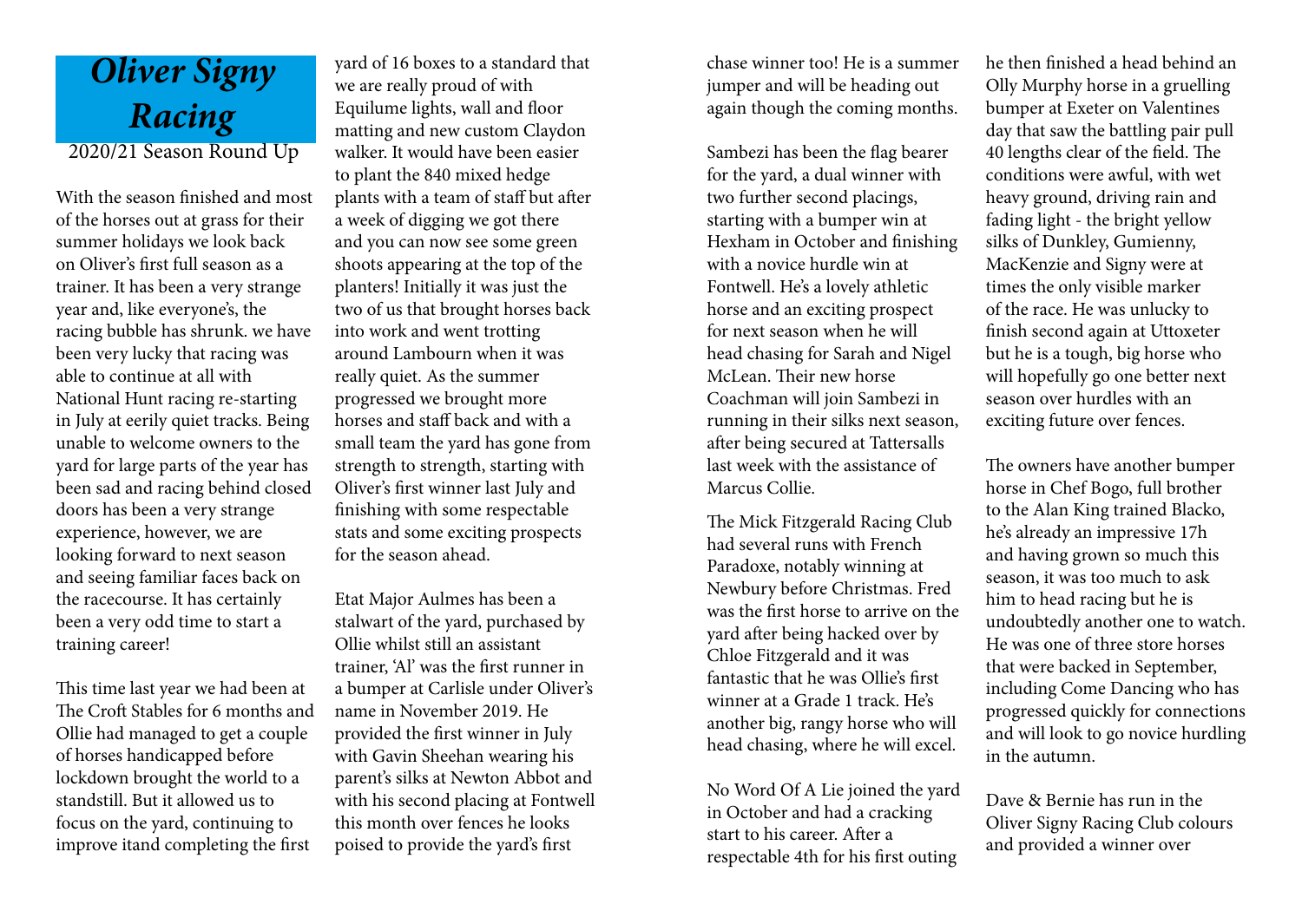# *Oliver Signy Racing*

2020/21 Season Round Up

With the season finished and most of the horses out at grass for their summer holidays we look back on Oliver's first full season as a trainer. It has been a very strange year and, like everyone's, the racing bubble has shrunk. we have been very lucky that racing was able to continue at all with National Hunt racing re-starting in July at eerily quiet tracks. Being unable to welcome owners to the yard for large parts of the year has been sad and racing behind closed doors has been a very strange experience, however, we are looking forward to next season and seeing familiar faces back on the racecourse. It has certainly been a very odd time to start a training career!

This time last year we had been at The Croft Stables for 6 months and Ollie had managed to get a couple of horses handicapped before lockdown brought the world to a standstill. But it allowed us to focus on the yard, continuing to improve itand completing the first yard of 16 boxes to a standard that we are really proud of with Equilume lights, wall and floor matting and new custom Claydon walker. It would have been easier to plant the 840 mixed hedge plants with a team of staff but after a week of digging we got there and you can now see some green shoots appearing at the top of the planters! Initially it was just the two of us that brought horses back into work and went trotting around Lambourn when it was really quiet. As the summer progressed we brought more horses and staff back and with a small team the yard has gone from strength to strength, starting with Oliver's first winner last July and finishing with some respectable stats and some exciting prospects for the season ahead.

Etat Major Aulmes has been a stalwart of the yard, purchased by Ollie whilst still an assistant trainer, 'Al' was the first runner in a bumper at Carlisle under Oliver's name in November 2019. He provided the first winner in July with Gavin Sheehan wearing his parent's silks at Newton Abbot and with his second placing at Fontwell this month over fences he looks poised to provide the yard's first chase winner too! He is a summer jumper and will be heading out again though the coming months.

Sambezi has been the flag bearer for the yard, a dual winner with two further second placings, starting with a bumper win at Hexham in October and finishing with a novice hurdle win at Fontwell. He's a lovely athletic horse and an exciting prospect for next season when he will head chasing for Sarah and Nigel McLean. Their new horse Coachman will join Sambezi in running in their silks next season, after being secured at Tattersalls last week with the assistance of Marcus Collie.

The Mick Fitzgerald Racing Club had several runs with French Paradoxe, notably winning at Newbury before Christmas. Fred was the first horse to arrive on the yard after being hacked over by Chloe Fitzgerald and it was fantastic that he was Ollie's first winner at a Grade 1 track. He's another big, rangy horse who will head chasing, where he will excel.

No Word Of A Lie joined the yard in October and had a cracking start to his career. After a respectable 4th for his first outing he then finished a head behind an Olly Murphy horse in a gruelling bumper at Exeter on Valentines day that saw the battling pair pull 40 lengths clear of the field. The conditions were awful, with wet heavy ground, driving rain and fading light - the bright yellow silks of Dunkley, Gumienny, MacKenzie and Signy were at times the only visible marker of the race. He was unlucky to finish second again at Uttoxeter but he is a tough, big horse who will hopefully go one better next season over hurdles with an exciting future over fences.

The owners have another bumper horse in Chef Bogo, full brother to the Alan King trained Blacko, he's already an impressive 17h and having grown so much this season, it was too much to ask him to head racing but he is undoubtedly another one to watch. He was one of three store horses that were backed in September, including Come Dancing who has progressed quickly for connections and will look to go novice hurdling in the autumn.

Dave & Bernie has run in the Oliver Signy Racing Club colours and provided a winner over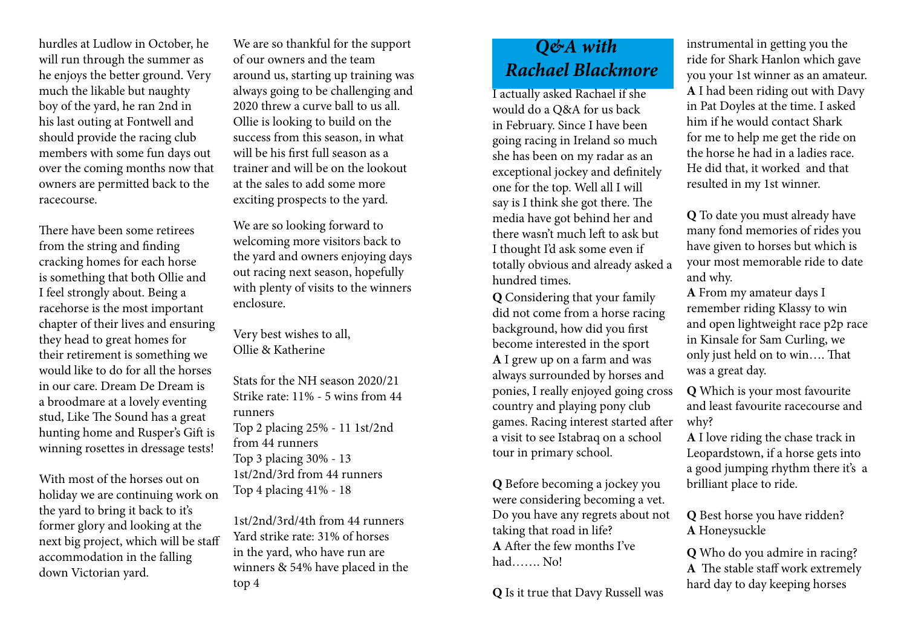hurdles at Ludlow in October, he will run through the summer as he enjoys the better ground. Very much the likable but naughty boy of the yard, he ran 2nd in his last outing at Fontwell and should provide the racing club members with some fun days out over the coming months now that owners are permitted back to the racecourse.

There have been some retirees from the string and finding cracking homes for each horse is something that both Ollie and I feel strongly about. Being a racehorse is the most important chapter of their lives and ensuring they head to great homes for their retirement is something we would like to do for all the horses in our care. Dream De Dream is a broodmare at a lovely eventing stud, Like The Sound has a great hunting home and Rusper's Gift is winning rosettes in dressage tests!

With most of the horses out on holiday we are continuing work on the yard to bring it back to it's former glory and looking at the next big project, which will be staff accommodation in the falling down Victorian yard.

We are so thankful for the support of our owners and the team around us, starting up training was always going to be challenging and 2020 threw a curve ball to us all. Ollie is looking to build on the success from this season, in what will be his first full season as a trainer and will be on the lookout at the sales to add some more exciting prospects to the yard.

We are so looking forward to welcoming more visitors back to the yard and owners enjoying days out racing next season, hopefully with plenty of visits to the winners enclosure.

Very best wishes to all,
Ollie & Katherine

Stats for the NH season 2020/21
Strike rate: 11% - 5 wins from 44 runners
Top 2 placing 25% - 11 1st/2nd from 44 runners
Top 3 placing 30% - 13 1st/2nd/3rd from 44 runners
Top 4 placing 41% - 18

1st/2nd/3rd/4th from 44 runners
Yard strike rate: 31% of horses in the yard, who have run are winners & 54% have placed in the top 4

# *Q&A with Rachael Blackmore*

I actually asked Rachael if she would do a Q&A for us back in February. Since I have been going racing in Ireland so much she has been on my radar as an exceptional jockey and definitely one for the top. Well all I will say is I think she got there. The media have got behind her and there wasn't much left to ask but I thought I'd ask some even if totally obvious and already asked a hundred times.

**Q** Considering that your family did not come from a horse racing background, how did you first become interested in the sport
**A** I grew up on a farm and was always surrounded by horses and ponies, I really enjoyed going cross country and playing pony club games. Racing interest started after a visit to see Istabraq on a school tour in primary school.

**Q** Before becoming a jockey you were considering becoming a vet. Do you have any regrets about not taking that road in life?
**A** After the few months I've had……. No!

**Q** Is it true that Davy Russell was instrumental in getting you the ride for Shark Hanlon which gave you your 1st winner as an amateur.
**A** I had been riding out with Davy in Pat Doyles at the time. I asked him if he would contact Shark for me to help me get the ride on the horse he had in a ladies race. He did that, it worked and that resulted in my 1st winner.

**Q** To date you must already have many fond memories of rides you have given to horses but which is your most memorable ride to date and why.
**A** From my amateur days I remember riding Klassy to win and open lightweight race p2p race in Kinsale for Sam Curling, we only just held on to win…. That was a great day.

**Q** Which is your most favourite and least favourite racecourse and why?
**A** I love riding the chase track in Leopardstown, if a horse gets into a good jumping rhythm there it's a brilliant place to ride.

**Q** Best horse you have ridden?
**A** Honeysuckle

**Q** Who do you admire in racing?
**A** The stable staff work extremely hard day to day keeping horses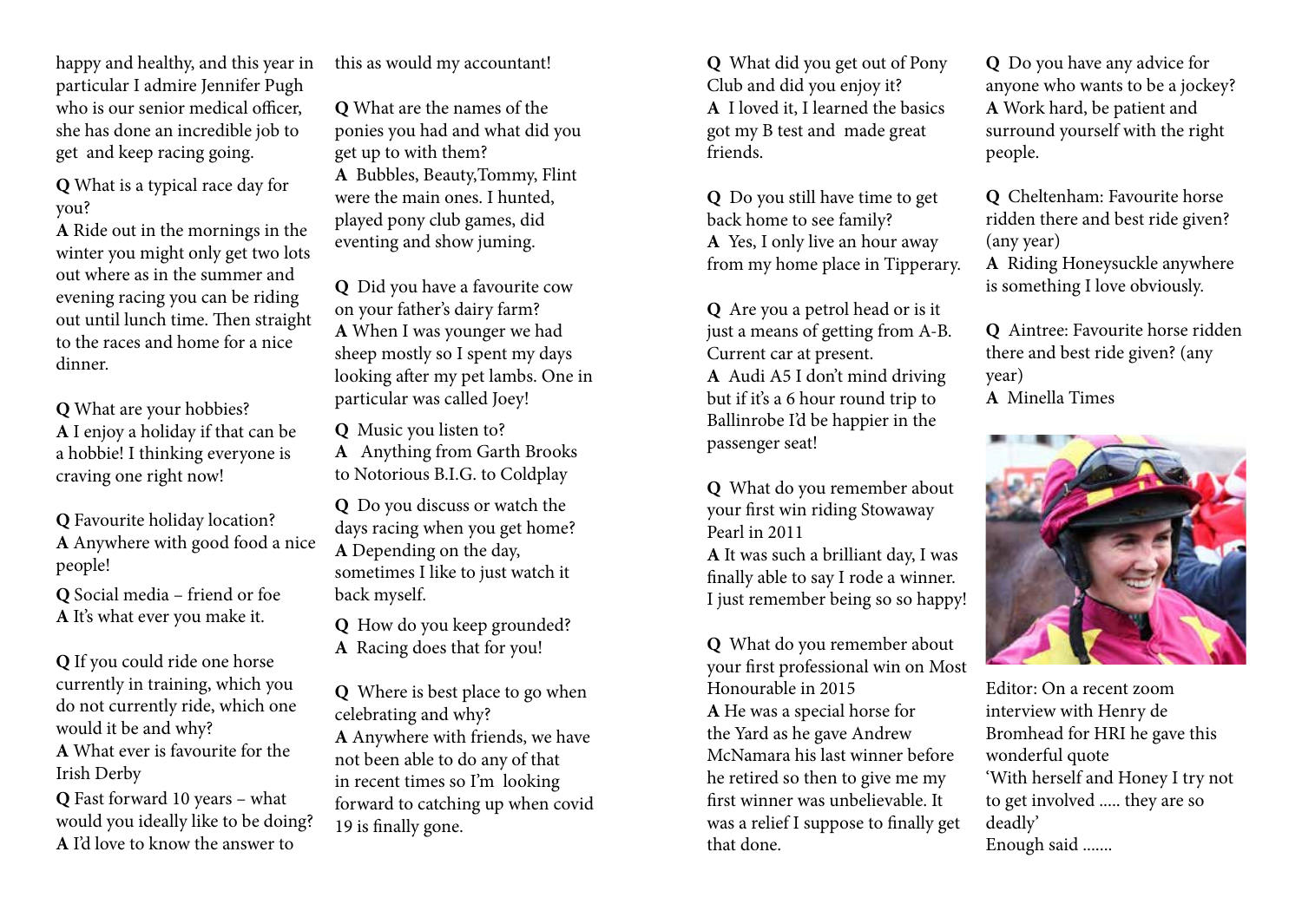happy and healthy, and this year in particular I admire Jennifer Pugh who is our senior medical officer, she has done an incredible job to get and keep racing going.

**Q** What is a typical race day for you?
**A** Ride out in the mornings in the winter you might only get two lots out where as in the summer and evening racing you can be riding out until lunch time. Then straight to the races and home for a nice dinner.

**Q** What are your hobbies?
**A** I enjoy a holiday if that can be a hobbie! I thinking everyone is craving one right now!

**Q** Favourite holiday location?
**A** Anywhere with good food a nice people!

**Q** Social media – friend or foe
**A** It's what ever you make it.

**Q** If you could ride one horse currently in training, which you do not currently ride, which one would it be and why?
**A** What ever is favourite for the Irish Derby

**Q** Fast forward 10 years – what would you ideally like to be doing?
**A** I'd love to know the answer to this as would my accountant!

**Q** What are the names of the ponies you had and what did you get up to with them?
**A** Bubbles, Beauty,Tommy, Flint were the main ones. I hunted, played pony club games, did eventing and show juming.

**Q** Did you have a favourite cow on your father's dairy farm?
**A** When I was younger we had sheep mostly so I spent my days looking after my pet lambs. One in particular was called Joey!

**Q** Music you listen to?
**A** Anything from Garth Brooks to Notorious B.I.G. to Coldplay

**Q** Do you discuss or watch the days racing when you get home?
**A** Depending on the day, sometimes I like to just watch it back myself.

**Q** How do you keep grounded?
**A** Racing does that for you!

**Q** Where is best place to go when celebrating and why?
**A** Anywhere with friends, we have not been able to do any of that in recent times so I'm looking forward to catching up when covid 19 is finally gone.

**Q** What did you get out of Pony Club and did you enjoy it?
**A** I loved it, I learned the basics got my B test and made great friends.

**Q** Do you still have time to get back home to see family?
**A** Yes, I only live an hour away from my home place in Tipperary.

**Q** Are you a petrol head or is it just a means of getting from A-B. Current car at present.
**A** Audi A5 I don't mind driving but if it's a 6 hour round trip to Ballinrobe I'd be happier in the passenger seat!

**Q** What do you remember about your first win riding Stowaway Pearl in 2011
**A** It was such a brilliant day, I was finally able to say I rode a winner. I just remember being so so happy!

**Q** What do you remember about your first professional win on Most Honourable in 2015
**A** He was a special horse for the Yard as he gave Andrew McNamara his last winner before he retired so then to give me my first winner was unbelievable. It was a relief I suppose to finally get that done.

**Q** Do you have any advice for anyone who wants to be a jockey?
**A** Work hard, be patient and surround yourself with the right people.

**Q** Cheltenham: Favourite horse ridden there and best ride given? (any year)
**A** Riding Honeysuckle anywhere is something I love obviously.

**Q** Aintree: Favourite horse ridden there and best ride given? (any year)
**A** Minella Times

Editor: On a recent zoom interview with Henry de Bromhead for HRI he gave this wonderful quote
'With herself and Honey I try not to get involved ..... they are so deadly'
Enough said .......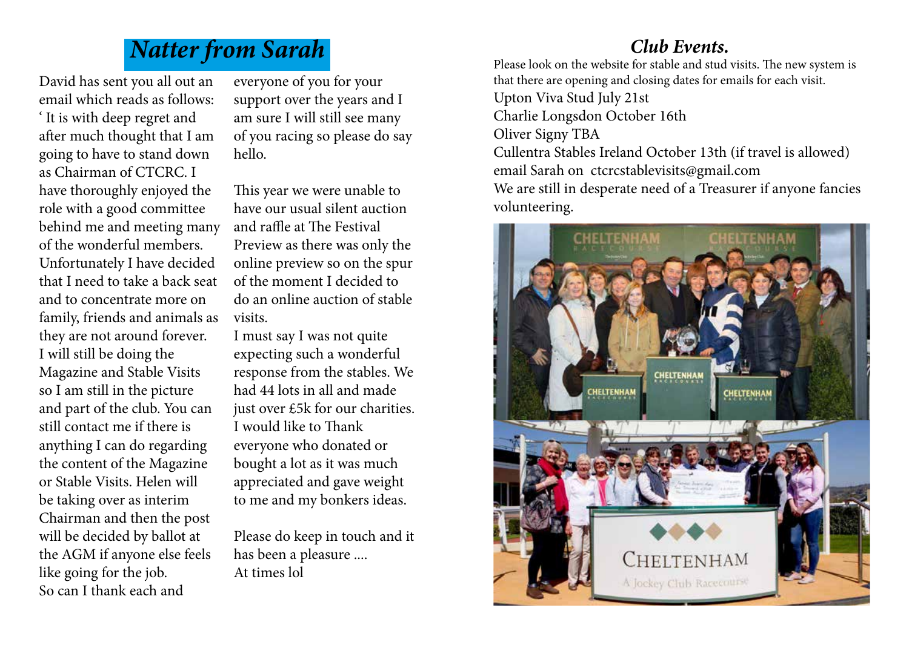## *Natter from Sarah*

David has sent you all out an email which reads as follows: ' It is with deep regret and after much thought that I am going to have to stand down as Chairman of CTCRC. I have thoroughly enjoyed the role with a good committee behind me and meeting many of the wonderful members. Unfortunately I have decided that I need to take a back seat and to concentrate more on family, friends and animals as they are not around forever. I will still be doing the Magazine and Stable Visits so I am still in the picture and part of the club. You can still contact me if there is anything I can do regarding the content of the Magazine or Stable Visits. Helen will be taking over as interim Chairman and then the post will be decided by ballot at the AGM if anyone else feels like going for the job.
So can I thank each and everyone of you for your support over the years and I am sure I will still see many of you racing so please do say hello.

This year we were unable to have our usual silent auction and raffle at The Festival Preview as there was only the online preview so on the spur of the moment I decided to do an online auction of stable visits.
I must say I was not quite expecting such a wonderful response from the stables. We had 44 lots in all and made just over £5k for our charities. I would like to Thank everyone who donated or bought a lot as it was much appreciated and gave weight to me and my bonkers ideas.

Please do keep in touch and it has been a pleasure ....
At times lol

## *Club Events.*

Please look on the website for stable and stud visits. The new system is that there are opening and closing dates for emails for each visit.
Upton Viva Stud July 21st
Charlie Longsdon October 16th
Oliver Signy TBA
Cullentra Stables Ireland October 13th (if travel is allowed)
email Sarah on ctcrcstablevisits@gmail.com
We are still in desperate need of a Treasurer if anyone fancies volunteering.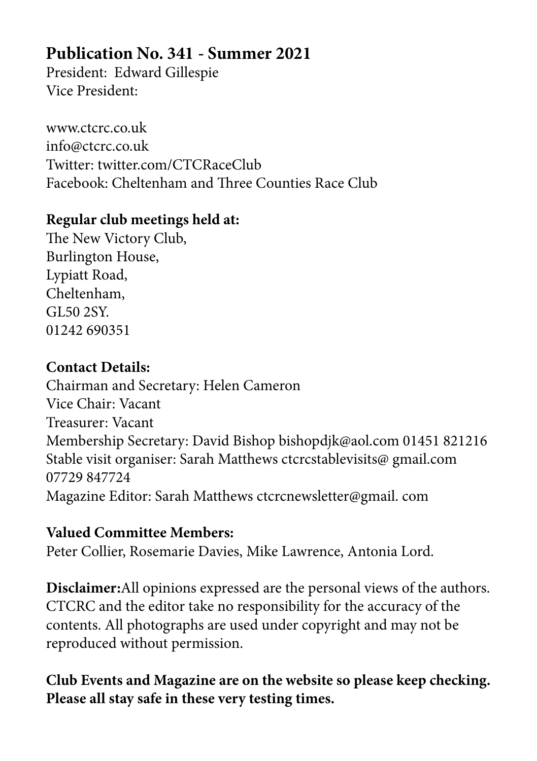## Publication No. 341 - Summer 2021

President: Edward Gillespie
Vice President:

www.ctcrc.co.uk
info@ctcrc.co.uk
Twitter: twitter.com/CTCRaceClub
Facebook: Cheltenham and Three Counties Race Club

**Regular club meetings held at:**
The New Victory Club,
Burlington House,
Lypiatt Road,
Cheltenham,
GL50 2SY.
01242 690351

**Contact Details:**
Chairman and Secretary: Helen Cameron
Vice Chair: Vacant
Treasurer: Vacant
Membership Secretary: David Bishop bishopdjk@aol.com 01451 821216
Stable visit organiser: Sarah Matthews ctcrcstablevisits@ gmail.com 07729 847724
Magazine Editor: Sarah Matthews ctcrcnewsletter@gmail. com

**Valued Committee Members:**
Peter Collier, Rosemarie Davies, Mike Lawrence, Antonia Lord.

**Disclaimer:**All opinions expressed are the personal views of the authors. CTCRC and the editor take no responsibility for the accuracy of the contents. All photographs are used under copyright and may not be reproduced without permission.

**Club Events and Magazine are on the website so please keep checking. Please all stay safe in these very testing times.**